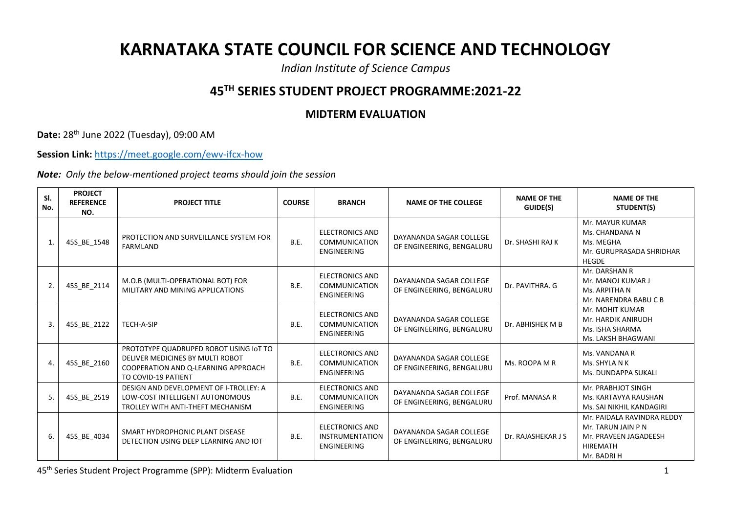# KARNATAKA STATE COUNCIL FOR SCIENCE AND TECHNOLOGY

*Indian Institute of Science Campus*

## 45TH SERIES STUDENT PROJECT PROGRAMME:2021-22

### MIDTERM EVALUATION

**Date:** 28th June 2022 (Tuesday), 09:00 AM

**Session Link:** https://meet.google.com/ewv-ifcx-how

***Note:*** *Only the below-mentioned project teams should join the session*

| Sl. No. | PROJECT REFERENCE NO. | PROJECT TITLE | COURSE | BRANCH | NAME OF THE COLLEGE | NAME OF THE GUIDE(S) | NAME OF THE STUDENT(S) |
|---|---|---|---|---|---|---|---|
| 1. | 45S_BE_1548 | PROTECTION AND SURVEILLANCE SYSTEM FOR FARMLAND | B.E. | ELECTRONICS AND COMMUNICATION ENGINEERING | DAYANANDA SAGAR COLLEGE OF ENGINEERING, BENGALURU | Dr. SHASHI RAJ K | Mr. MAYUR KUMAR<br>Ms. CHANDANA N<br>Ms. MEGHA<br>Mr. GURUPRASADA SHRIDHAR HEGDE |
| 2. | 45S_BE_2114 | M.O.B (MULTI-OPERATIONAL BOT) FOR MILITARY AND MINING APPLICATIONS | B.E. | ELECTRONICS AND COMMUNICATION ENGINEERING | DAYANANDA SAGAR COLLEGE OF ENGINEERING, BENGALURU | Dr. PAVITHRA. G | Mr. DARSHAN R<br>Mr. MANOJ KUMAR J<br>Ms. ARPITHA N<br>Mr. NARENDRA BABU C B |
| 3. | 45S_BE_2122 | TECH-A-SIP | B.E. | ELECTRONICS AND COMMUNICATION ENGINEERING | DAYANANDA SAGAR COLLEGE OF ENGINEERING, BENGALURU | Dr. ABHISHEK M B | Mr. MOHIT KUMAR<br>Mr. HARDIK ANIRUDH<br>Ms. ISHA SHARMA<br>Ms. LAKSH BHAGWANI |
| 4. | 45S_BE_2160 | PROTOTYPE QUADRUPED ROBOT USING IoT TO DELIVER MEDICINES BY MULTI ROBOT COOPERATION AND Q-LEARNING APPROACH TO COVID-19 PATIENT | B.E. | ELECTRONICS AND COMMUNICATION ENGINEERING | DAYANANDA SAGAR COLLEGE OF ENGINEERING, BENGALURU | Ms. ROOPA M R | Ms. VANDANA R<br>Ms. SHYLA N K<br>Ms. DUNDAPPA SUKALI |
| 5. | 45S_BE_2519 | DESIGN AND DEVELOPMENT OF I-TROLLEY: A LOW-COST INTELLIGENT AUTONOMOUS TROLLEY WITH ANTI-THEFT MECHANISM | B.E. | ELECTRONICS AND COMMUNICATION ENGINEERING | DAYANANDA SAGAR COLLEGE OF ENGINEERING, BENGALURU | Prof. MANASA R | Mr. PRABHJOT SINGH<br>Ms. KARTAVYA RAUSHAN<br>Ms. SAI NIKHIL KANDAGIRI |
| 6. | 45S_BE_4034 | SMART HYDROPHONIC PLANT DISEASE DETECTION USING DEEP LEARNING AND IOT | B.E. | ELECTRONICS AND INSTRUMENTATION ENGINEERING | DAYANANDA SAGAR COLLEGE OF ENGINEERING, BENGALURU | Dr. RAJASHEKAR J S | Mr. PAIDALA RAVINDRA REDDY<br>Mr. TARUN JAIN P N<br>Mr. PRAVEEN JAGADEESH HIREMATH<br>Mr. BADRI H |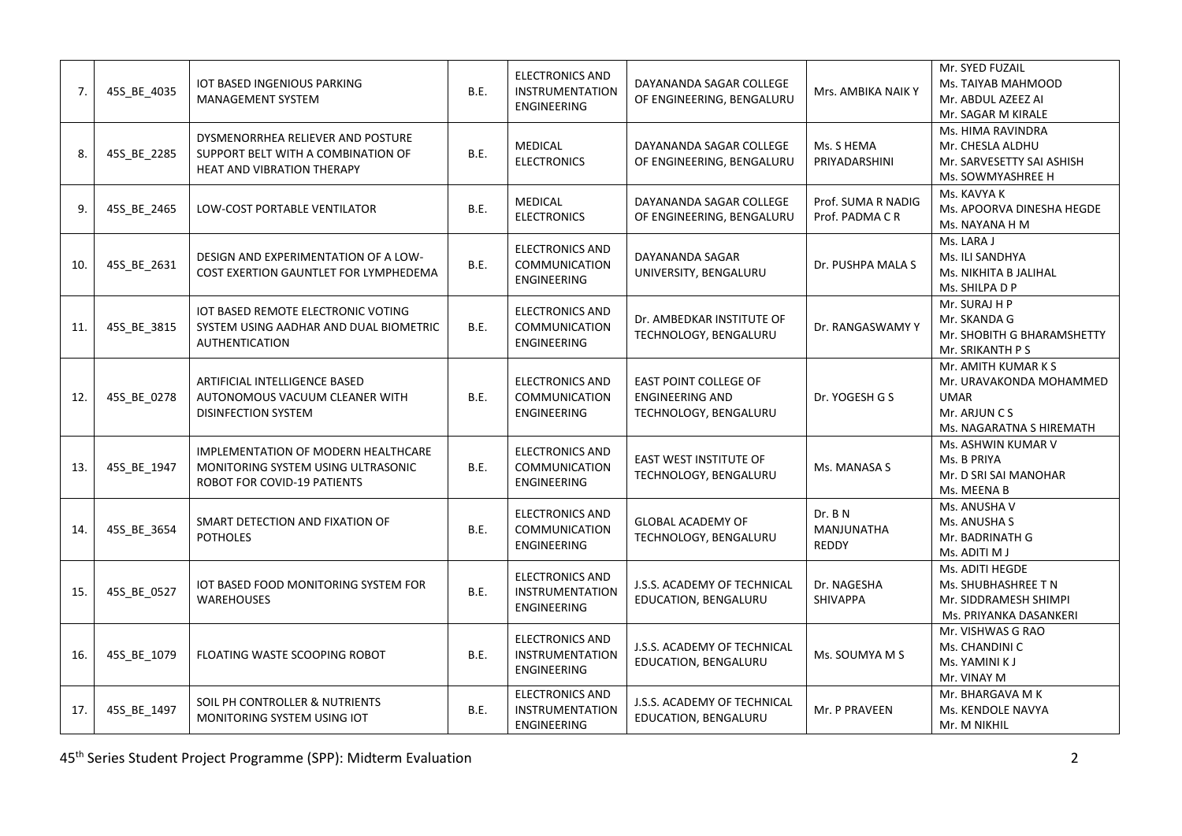| 7. | 45S_BE_4035 | IOT BASED INGENIOUS PARKING MANAGEMENT SYSTEM | B.E. | ELECTRONICS AND INSTRUMENTATION ENGINEERING | DAYANANDA SAGAR COLLEGE OF ENGINEERING, BENGALURU | Mrs. AMBIKA NAIK Y | Mr. SYED FUZAIL<br>Ms. TAIYAB MAHMOOD<br>Mr. ABDUL AZEEZ AI<br>Mr. SAGAR M KIRALE |
|---|---|---|---|---|---|---|---|
| 8. | 45S_BE_2285 | DYSMENORRHEA RELIEVER AND POSTURE SUPPORT BELT WITH A COMBINATION OF HEAT AND VIBRATION THERAPY | B.E. | MEDICAL ELECTRONICS | DAYANANDA SAGAR COLLEGE OF ENGINEERING, BENGALURU | Ms. S HEMA PRIYADARSHINI | Ms. HIMA RAVINDRA<br>Mr. CHESLA ALDHU<br>Mr. SARVESETTY SAI ASHISH<br>Ms. SOWMYASHREE H |
| 9. | 45S_BE_2465 | LOW-COST PORTABLE VENTILATOR | B.E. | MEDICAL ELECTRONICS | DAYANANDA SAGAR COLLEGE OF ENGINEERING, BENGALURU | Prof. SUMA R NADIG<br>Prof. PADMA C R | Ms. KAVYA K<br>Ms. APOORVA DINESHA HEGDE<br>Ms. NAYANA H M |
| 10. | 45S_BE_2631 | DESIGN AND EXPERIMENTATION OF A LOW-COST EXERTION GAUNTLET FOR LYMPHEDEMA | B.E. | ELECTRONICS AND COMMUNICATION ENGINEERING | DAYANANDA SAGAR UNIVERSITY, BENGALURU | Dr. PUSHPA MALA S | Ms. LARA J<br>Ms. ILI SANDHYA<br>Ms. NIKHITA B JALIHAL<br>Ms. SHILPA D P |
| 11. | 45S_BE_3815 | IOT BASED REMOTE ELECTRONIC VOTING SYSTEM USING AADHAR AND DUAL BIOMETRIC AUTHENTICATION | B.E. | ELECTRONICS AND COMMUNICATION ENGINEERING | Dr. AMBEDKAR INSTITUTE OF TECHNOLOGY, BENGALURU | Dr. RANGASWAMY Y | Mr. SURAJ H P<br>Mr. SKANDA G<br>Mr. SHOBITH G BHARAMSHETTY<br>Mr. SRIKANTH P S |
| 12. | 45S_BE_0278 | ARTIFICIAL INTELLIGENCE BASED AUTONOMOUS VACUUM CLEANER WITH DISINFECTION SYSTEM | B.E. | ELECTRONICS AND COMMUNICATION ENGINEERING | EAST POINT COLLEGE OF ENGINEERING AND TECHNOLOGY, BENGALURU | Dr. YOGESH G S | Mr. AMITH KUMAR K S<br>Mr. URAVAKONDA MOHAMMED UMAR<br>Mr. ARJUN C S<br>Ms. NAGARATNA S HIREMATH |
| 13. | 45S_BE_1947 | IMPLEMENTATION OF MODERN HEALTHCARE MONITORING SYSTEM USING ULTRASONIC ROBOT FOR COVID-19 PATIENTS | B.E. | ELECTRONICS AND COMMUNICATION ENGINEERING | EAST WEST INSTITUTE OF TECHNOLOGY, BENGALURU | Ms. MANASA S | Ms. ASHWIN KUMAR V<br>Ms. B PRIYA<br>Mr. D SRI SAI MANOHAR<br>Ms. MEENA B |
| 14. | 45S_BE_3654 | SMART DETECTION AND FIXATION OF POTHOLES | B.E. | ELECTRONICS AND COMMUNICATION ENGINEERING | GLOBAL ACADEMY OF TECHNOLOGY, BENGALURU | Dr. B N MANJUNATHA REDDY | Ms. ANUSHA V<br>Ms. ANUSHA S<br>Mr. BADRINATH G<br>Ms. ADITI M J |
| 15. | 45S_BE_0527 | IOT BASED FOOD MONITORING SYSTEM FOR WAREHOUSES | B.E. | ELECTRONICS AND INSTRUMENTATION ENGINEERING | J.S.S. ACADEMY OF TECHNICAL EDUCATION, BENGALURU | Dr. NAGESHA SHIVAPPA | Ms. ADITI HEGDE<br>Ms. SHUBHASHREE T N<br>Mr. SIDDRAMESH SHIMPI<br>Ms. PRIYANKA DASANKERI |
| 16. | 45S_BE_1079 | FLOATING WASTE SCOOPING ROBOT | B.E. | ELECTRONICS AND INSTRUMENTATION ENGINEERING | J.S.S. ACADEMY OF TECHNICAL EDUCATION, BENGALURU | Ms. SOUMYA M S | Mr. VISHWAS G RAO<br>Ms. CHANDINI C<br>Ms. YAMINI K J<br>Mr. VINAY M |
| 17. | 45S_BE_1497 | SOIL PH CONTROLLER & NUTRIENTS MONITORING SYSTEM USING IOT | B.E. | ELECTRONICS AND INSTRUMENTATION ENGINEERING | J.S.S. ACADEMY OF TECHNICAL EDUCATION, BENGALURU | Mr. P PRAVEEN | Mr. BHARGAVA M K<br>Ms. KENDOLE NAVYA<br>Mr. M NIKHIL |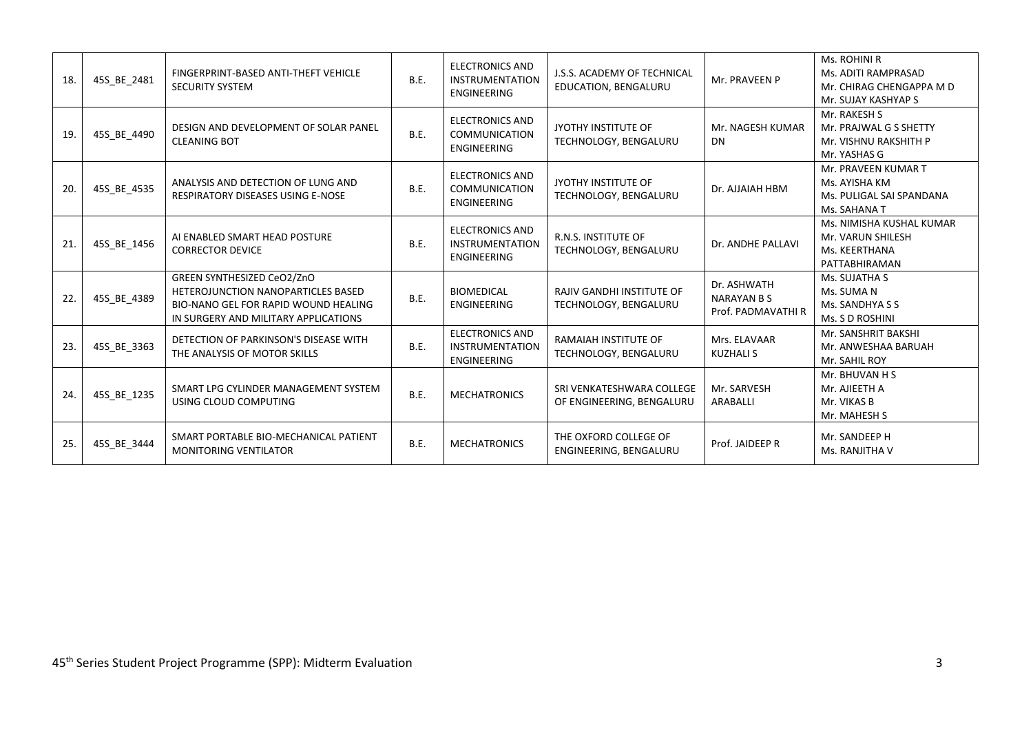| | | | | | | | |
|---|---|---|---|---|---|---|---|
| 18. | 45S_BE_2481 | FINGERPRINT-BASED ANTI-THEFT VEHICLE SECURITY SYSTEM | B.E. | ELECTRONICS AND INSTRUMENTATION ENGINEERING | J.S.S. ACADEMY OF TECHNICAL EDUCATION, BENGALURU | Mr. PRAVEEN P | Ms. ROHINI R<br>Ms. ADITI RAMPRASAD<br>Mr. CHIRAG CHENGAPPA M D<br>Mr. SUJAY KASHYAP S |
| 19. | 45S_BE_4490 | DESIGN AND DEVELOPMENT OF SOLAR PANEL CLEANING BOT | B.E. | ELECTRONICS AND COMMUNICATION ENGINEERING | JYOTHY INSTITUTE OF TECHNOLOGY, BENGALURU | Mr. NAGESH KUMAR DN | Mr. RAKESH S<br>Mr. PRAJWAL G S SHETTY<br>Mr. VISHNU RAKSHITH P<br>Mr. YASHAS G |
| 20. | 45S_BE_4535 | ANALYSIS AND DETECTION OF LUNG AND RESPIRATORY DISEASES USING E-NOSE | B.E. | ELECTRONICS AND COMMUNICATION ENGINEERING | JYOTHY INSTITUTE OF TECHNOLOGY, BENGALURU | Dr. AJJAIAH HBM | Mr. PRAVEEN KUMAR T<br>Ms. AYISHA KM<br>Ms. PULIGAL SAI SPANDANA<br>Ms. SAHANA T |
| 21. | 45S_BE_1456 | AI ENABLED SMART HEAD POSTURE CORRECTOR DEVICE | B.E. | ELECTRONICS AND INSTRUMENTATION ENGINEERING | R.N.S. INSTITUTE OF TECHNOLOGY, BENGALURU | Dr. ANDHE PALLAVI | Ms. NIMISHA KUSHAL KUMAR<br>Mr. VARUN SHILESH<br>Ms. KEERTHANA PATTABHIRAMAN |
| 22. | 45S_BE_4389 | GREEN SYNTHESIZED CeO2/ZnO HETEROJUNCTION NANOPARTICLES BASED BIO-NANO GEL FOR RAPID WOUND HEALING IN SURGERY AND MILITARY APPLICATIONS | B.E. | BIOMEDICAL ENGINEERING | RAJIV GANDHI INSTITUTE OF TECHNOLOGY, BENGALURU | Dr. ASHWATH NARAYAN B S<br>Prof. PADMAVATHI R | Ms. SUJATHA S<br>Ms. SUMA N<br>Ms. SANDHYA S S<br>Ms. S D ROSHINI |
| 23. | 45S_BE_3363 | DETECTION OF PARKINSON'S DISEASE WITH THE ANALYSIS OF MOTOR SKILLS | B.E. | ELECTRONICS AND INSTRUMENTATION ENGINEERING | RAMAIAH INSTITUTE OF TECHNOLOGY, BENGALURU | Mrs. ELAVAAR KUZHALI S | Mr. SANSHRIT BAKSHI<br>Mr. ANWESHAA BARUAH<br>Mr. SAHIL ROY |
| 24. | 45S_BE_1235 | SMART LPG CYLINDER MANAGEMENT SYSTEM USING CLOUD COMPUTING | B.E. | MECHATRONICS | SRI VENKATESHWARA COLLEGE OF ENGINEERING, BENGALURU | Mr. SARVESH ARABALLI | Mr. BHUVAN H S<br>Mr. AJIEETH A<br>Mr. VIKAS B<br>Mr. MAHESH S |
| 25. | 45S_BE_3444 | SMART PORTABLE BIO-MECHANICAL PATIENT MONITORING VENTILATOR | B.E. | MECHATRONICS | THE OXFORD COLLEGE OF ENGINEERING, BENGALURU | Prof. JAIDEEP R | Mr. SANDEEP H<br>Ms. RANJITHA V |